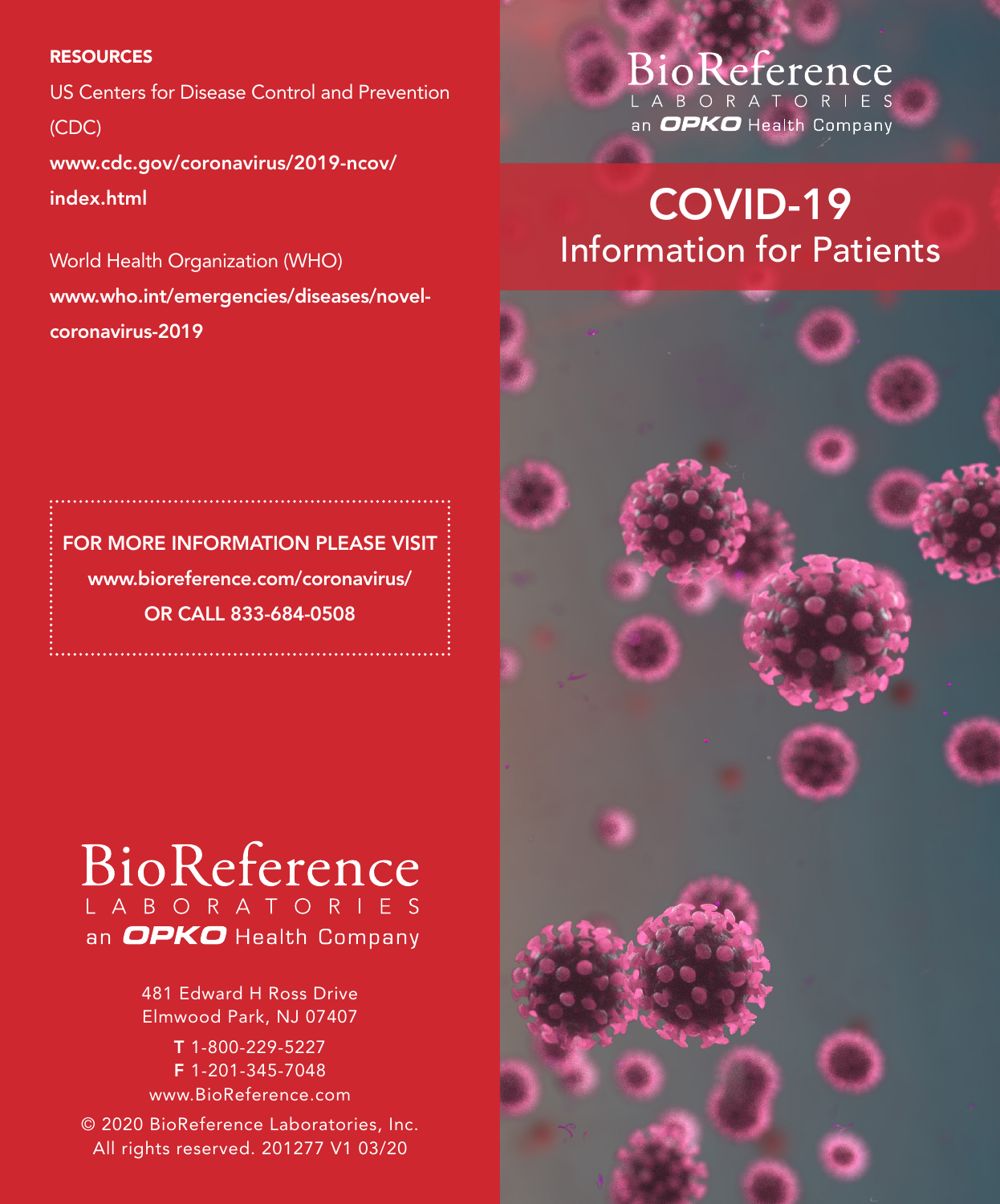**RESOURCES**

US Centers for Disease Control and Prevention (CDC)

**www.cdc.gov/coronavirus/2019-ncov/index.html**

World Health Organization (WHO)

**www.who.int/emergencies/diseases/novel-coronavirus-2019**

**FOR MORE INFORMATION PLEASE VISIT**
**www.bioreference.com/coronavirus/**
**OR CALL 833-684-0508**

BioReference LABORATORIES
an OPKO Health Company

481 Edward H Ross Drive
Elmwood Park, NJ 07407

**T** 1-800-229-5227
**F** 1-201-345-7048
www.BioReference.com

© 2020 BioReference Laboratories, Inc.
All rights reserved. 201277 V1 03/20

BioReference LABORATORIES
an OPKO Health Company

# COVID-19

## Information for Patients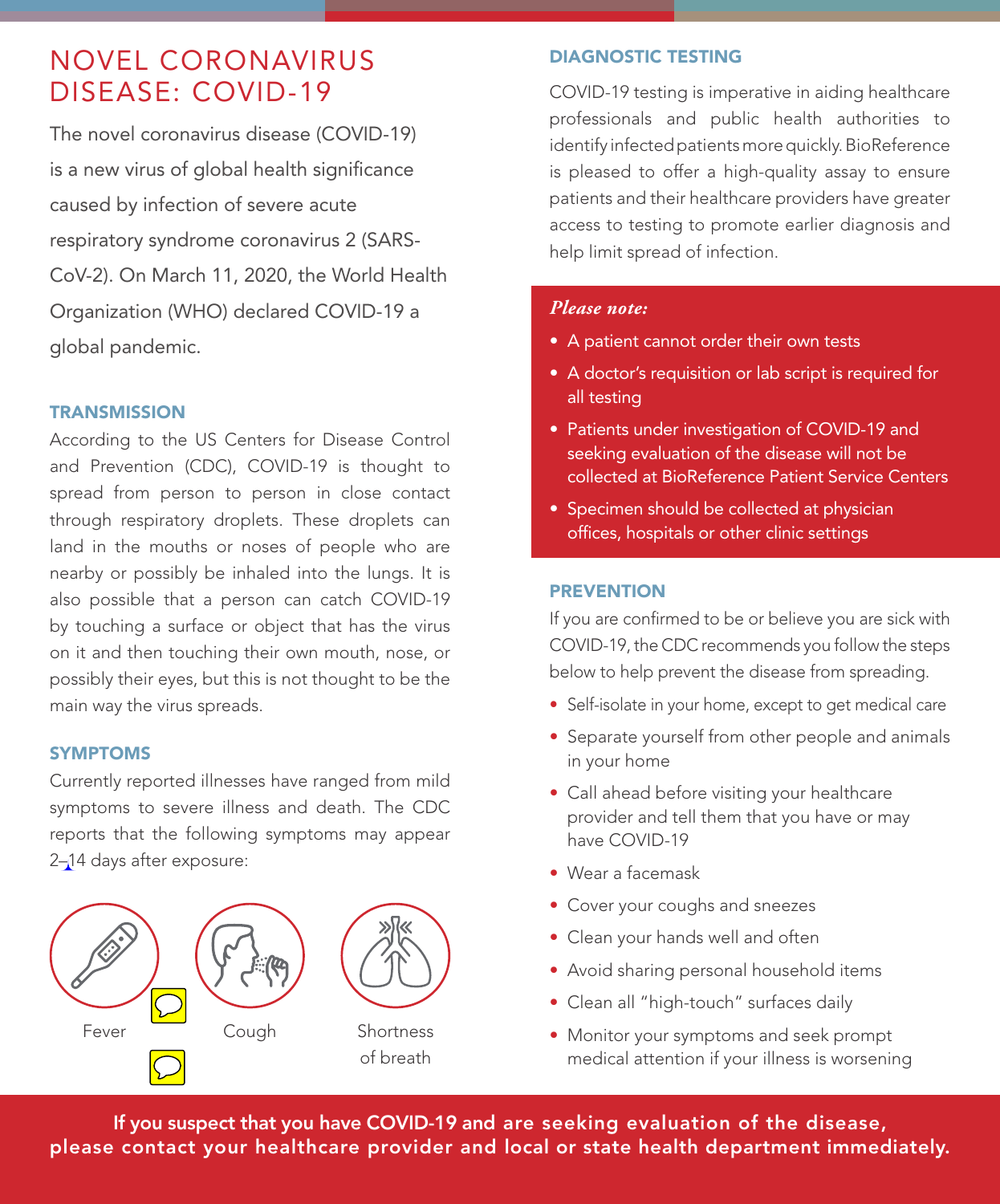# NOVEL CORONAVIRUS DISEASE: COVID-19

The novel coronavirus disease (COVID-19) is a new virus of global health significance caused by infection of severe acute respiratory syndrome coronavirus 2 (SARS-CoV-2). On March 11, 2020, the World Health Organization (WHO) declared COVID-19 a global pandemic.

## TRANSMISSION

According to the US Centers for Disease Control and Prevention (CDC), COVID-19 is thought to spread from person to person in close contact through respiratory droplets. These droplets can land in the mouths or noses of people who are nearby or possibly be inhaled into the lungs. It is also possible that a person can catch COVID-19 by touching a surface or object that has the virus on it and then touching their own mouth, nose, or possibly their eyes, but this is not thought to be the main way the virus spreads.

## SYMPTOMS

Currently reported illnesses have ranged from mild symptoms to severe illness and death. The CDC reports that the following symptoms may appear 2–14 days after exposure:

Fever

Cough

Shortness of breath

## DIAGNOSTIC TESTING

COVID-19 testing is imperative in aiding healthcare professionals and public health authorities to identify infected patients more quickly. BioReference is pleased to offer a high-quality assay to ensure patients and their healthcare providers have greater access to testing to promote earlier diagnosis and help limit spread of infection.

***Please note:***

- A patient cannot order their own tests
- A doctor's requisition or lab script is required for all testing
- Patients under investigation of COVID-19 and seeking evaluation of the disease will not be collected at BioReference Patient Service Centers
- Specimen should be collected at physician offices, hospitals or other clinic settings

## PREVENTION

If you are confirmed to be or believe you are sick with COVID-19, the CDC recommends you follow the steps below to help prevent the disease from spreading.

- Self-isolate in your home, except to get medical care
- Separate yourself from other people and animals in your home
- Call ahead before visiting your healthcare provider and tell them that you have or may have COVID-19
- Wear a facemask
- Cover your coughs and sneezes
- Clean your hands well and often
- Avoid sharing personal household items
- Clean all "high-touch" surfaces daily
- Monitor your symptoms and seek prompt medical attention if your illness is worsening

**If you suspect that you have COVID-19 and are seeking evaluation of the disease, please contact your healthcare provider and local or state health department immediately.**